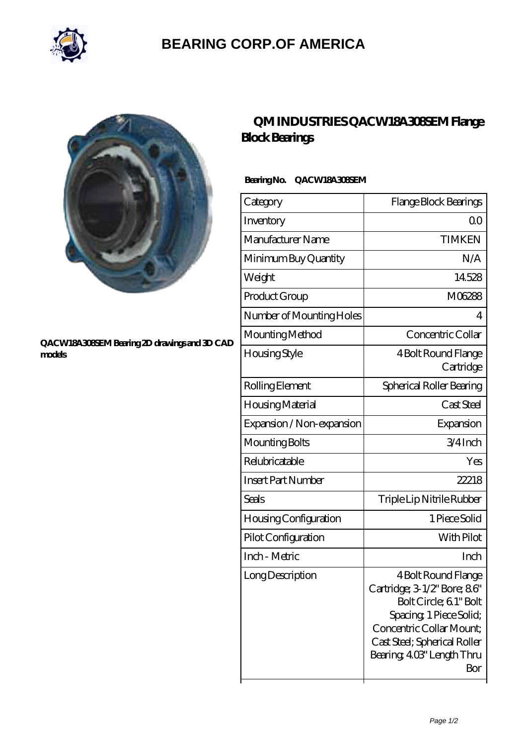# BEARING CORP.OF AMERICA

QACW18A308SEM Bearing 2D drawings and 3D CAD models

## QM INDUSTRIES QACW18A308SEM Flange Block Bearings

**Bearing No. QACW18A308SEM**

| Category | Flange Block Bearings |
|---|---|
| Inventory | 0.0 |
| Manufacturer Name | TIMKEN |
| Minimum Buy Quantity | N/A |
| Weight | 14.528 |
| Product Group | M06288 |
| Number of Mounting Holes | 4 |
| Mounting Method | Concentric Collar |
| Housing Style | 4 Bolt Round Flange Cartridge |
| Rolling Element | Spherical Roller Bearing |
| Housing Material | Cast Steel |
| Expansion / Non-expansion | Expansion |
| Mounting Bolts | 3/4 Inch |
| Relubricatable | Yes |
| Insert Part Number | 22218 |
| Seals | Triple Lip Nitrile Rubber |
| Housing Configuration | 1 Piece Solid |
| Pilot Configuration | With Pilot |
| Inch - Metric | Inch |
| Long Description | 4 Bolt Round Flange Cartridge; 3-1/2" Bore; 8.6" Bolt Circle; 6.1" Bolt Spacing; 1 Piece Solid; Concentric Collar Mount; Cast Steel; Spherical Roller Bearing; 4.03" Length Thru Bor |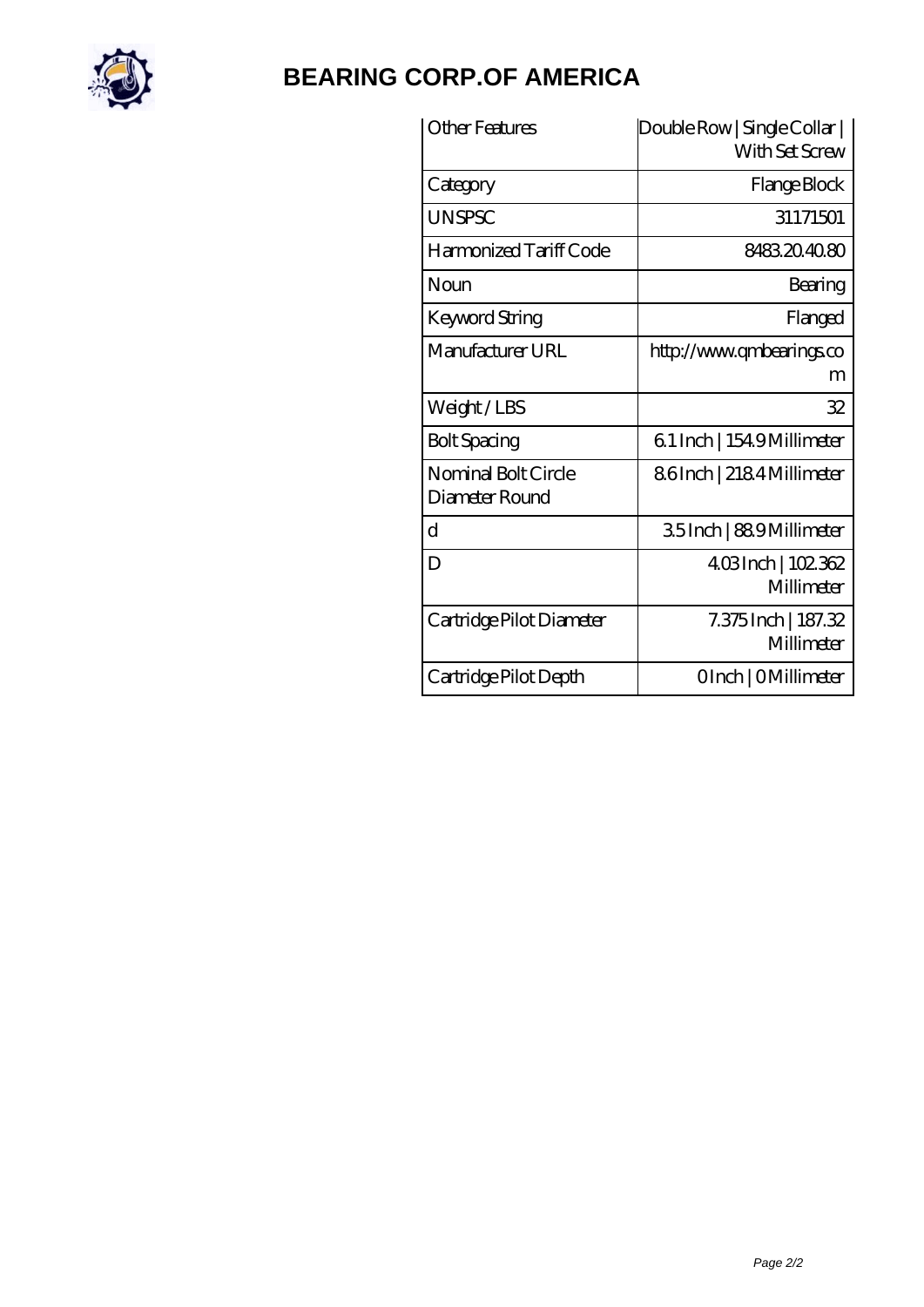# BEARING CORP.OF AMERICA

| | |
|---|---|
| Other Features | Double Row \| Single Collar \| With Set Screw |
| Category | Flange Block |
| UNSPSC | 31171501 |
| Harmonized Tariff Code | 8483.20.40.80 |
| Noun | Bearing |
| Keyword String | Flanged |
| Manufacturer URL | http://www.qmbearings.com |
| Weight / LBS | 32 |
| Bolt Spacing | 6.1 Inch \| 154.9 Millimeter |
| Nominal Bolt Circle Diameter Round | 8.6 Inch \| 218.4 Millimeter |
| d | 3.5 Inch \| 88.9 Millimeter |
| D | 4.03 Inch \| 102.362 Millimeter |
| Cartridge Pilot Diameter | 7.375 Inch \| 187.32 Millimeter |
| Cartridge Pilot Depth | 0 Inch \| 0 Millimeter |